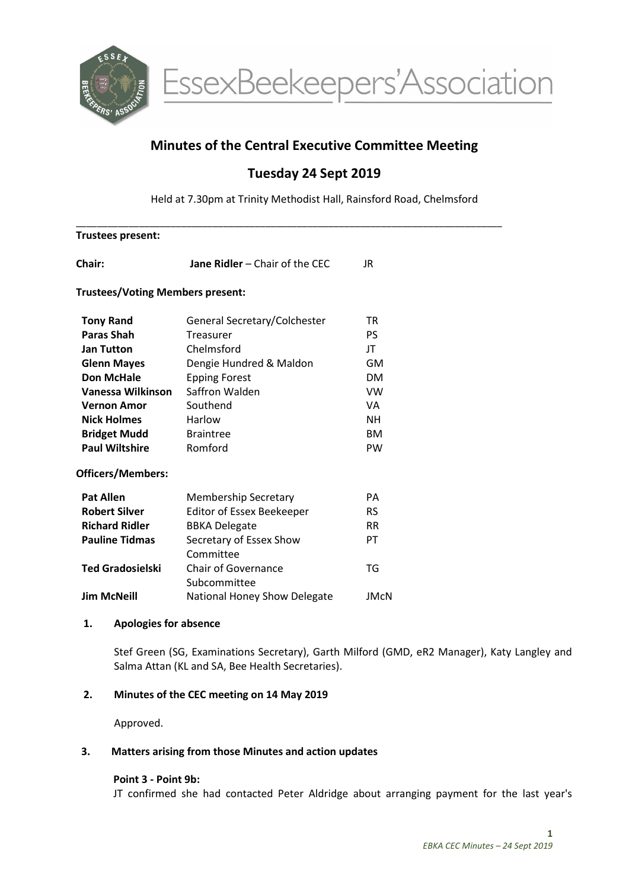EssexBeekeepers'Association

# Minutes of the Central Executive Committee Meeting

## Tuesday 24 Sept 2019

Held at 7.30pm at Trinity Methodist Hall, Rainsford Road, Chelmsford

---

**Trustees present:**

**Chair:** **Jane Ridler** – Chair of the CEC JR

**Trustees/Voting Members present:**

| | | |
|---|---|---|
| **Tony Rand** | General Secretary/Colchester | TR |
| **Paras Shah** | Treasurer | PS |
| **Jan Tutton** | Chelmsford | JT |
| **Glenn Mayes** | Dengie Hundred & Maldon | GM |
| **Don McHale** | Epping Forest | DM |
| **Vanessa Wilkinson** | Saffron Walden | VW |
| **Vernon Amor** | Southend | VA |
| **Nick Holmes** | Harlow | NH |
| **Bridget Mudd** | Braintree | BM |
| **Paul Wiltshire** | Romford | PW |

**Officers/Members:**

| | | |
|---|---|---|
| **Pat Allen** | Membership Secretary | PA |
| **Robert Silver** | Editor of Essex Beekeeper | RS |
| **Richard Ridler** | BBKA Delegate | RR |
| **Pauline Tidmas** | Secretary of Essex Show Committee | PT |
| **Ted Gradosielski** | Chair of Governance Subcommittee | TG |
| **Jim McNeill** | National Honey Show Delegate | JMcN |

**1. Apologies for absence**

Stef Green (SG, Examinations Secretary), Garth Milford (GMD, eR2 Manager), Katy Langley and Salma Attan (KL and SA, Bee Health Secretaries).

**2. Minutes of the CEC meeting on 14 May 2019**

Approved.

**3. Matters arising from those Minutes and action updates**

**Point 3 - Point 9b:**
JT confirmed she had contacted Peter Aldridge about arranging payment for the last year's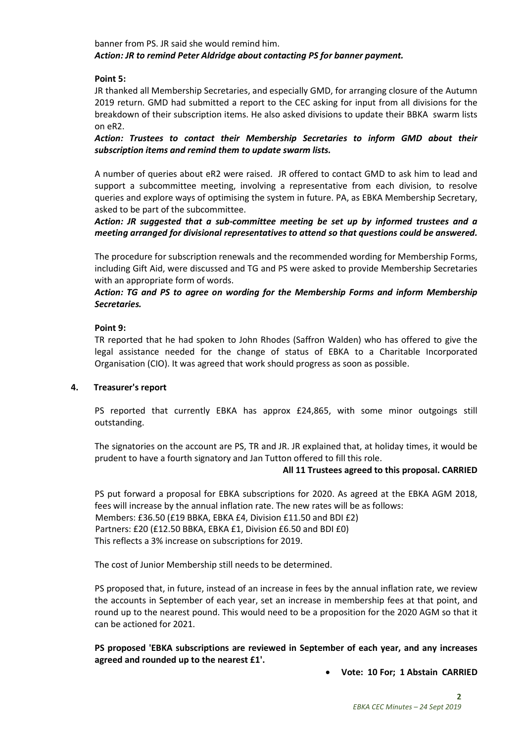banner from PS. JR said she would remind him.
***Action: JR to remind Peter Aldridge about contacting PS for banner payment.***

**Point 5:**

JR thanked all Membership Secretaries, and especially GMD, for arranging closure of the Autumn 2019 return. GMD had submitted a report to the CEC asking for input from all divisions for the breakdown of their subscription items. He also asked divisions to update their BBKA swarm lists on eR2.

***Action: Trustees to contact their Membership Secretaries to inform GMD about their subscription items and remind them to update swarm lists.***

A number of queries about eR2 were raised. JR offered to contact GMD to ask him to lead and support a subcommittee meeting, involving a representative from each division, to resolve queries and explore ways of optimising the system in future. PA, as EBKA Membership Secretary, asked to be part of the subcommittee.

***Action: JR suggested that a sub-committee meeting be set up by informed trustees and a meeting arranged for divisional representatives to attend so that questions could be answered.***

The procedure for subscription renewals and the recommended wording for Membership Forms, including Gift Aid, were discussed and TG and PS were asked to provide Membership Secretaries with an appropriate form of words.

***Action: TG and PS to agree on wording for the Membership Forms and inform Membership Secretaries.***

**Point 9:**

TR reported that he had spoken to John Rhodes (Saffron Walden) who has offered to give the legal assistance needed for the change of status of EBKA to a Charitable Incorporated Organisation (CIO). It was agreed that work should progress as soon as possible.

## 4. Treasurer's report

PS reported that currently EBKA has approx £24,865, with some minor outgoings still outstanding.

The signatories on the account are PS, TR and JR. JR explained that, at holiday times, it would be prudent to have a fourth signatory and Jan Tutton offered to fill this role.

**All 11 Trustees agreed to this proposal. CARRIED**

PS put forward a proposal for EBKA subscriptions for 2020. As agreed at the EBKA AGM 2018, fees will increase by the annual inflation rate. The new rates will be as follows:
Members: £36.50 (£19 BBKA, EBKA £4, Division £11.50 and BDI £2)
Partners: £20 (£12.50 BBKA, EBKA £1, Division £6.50 and BDI £0)
This reflects a 3% increase on subscriptions for 2019.

The cost of Junior Membership still needs to be determined.

PS proposed that, in future, instead of an increase in fees by the annual inflation rate, we review the accounts in September of each year, set an increase in membership fees at that point, and round up to the nearest pound. This would need to be a proposition for the 2020 AGM so that it can be actioned for 2021.

**PS proposed 'EBKA subscriptions are reviewed in September of each year, and any increases agreed and rounded up to the nearest £1'.**

- **Vote: 10 For; 1 Abstain CARRIED**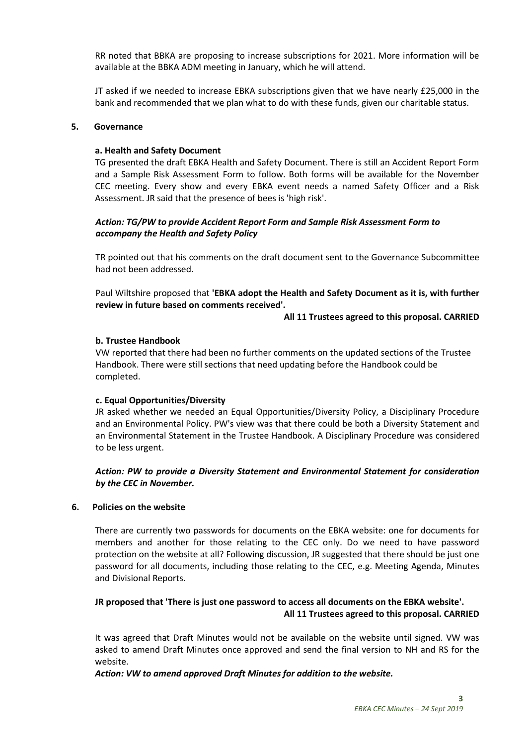RR noted that BBKA are proposing to increase subscriptions for 2021. More information will be available at the BBKA ADM meeting in January, which he will attend.

JT asked if we needed to increase EBKA subscriptions given that we have nearly £25,000 in the bank and recommended that we plan what to do with these funds, given our charitable status.

## 5. Governance

### a. Health and Safety Document

TG presented the draft EBKA Health and Safety Document. There is still an Accident Report Form and a Sample Risk Assessment Form to follow. Both forms will be available for the November CEC meeting. Every show and every EBKA event needs a named Safety Officer and a Risk Assessment. JR said that the presence of bees is 'high risk'.

***Action: TG/PW to provide Accident Report Form and Sample Risk Assessment Form to accompany the Health and Safety Policy***

TR pointed out that his comments on the draft document sent to the Governance Subcommittee had not been addressed.

Paul Wiltshire proposed that **'EBKA adopt the Health and Safety Document as it is, with further review in future based on comments received'.**

**All 11 Trustees agreed to this proposal. CARRIED**

### b. Trustee Handbook

VW reported that there had been no further comments on the updated sections of the Trustee Handbook. There were still sections that need updating before the Handbook could be completed.

### c. Equal Opportunities/Diversity

JR asked whether we needed an Equal Opportunities/Diversity Policy, a Disciplinary Procedure and an Environmental Policy. PW's view was that there could be both a Diversity Statement and an Environmental Statement in the Trustee Handbook. A Disciplinary Procedure was considered to be less urgent.

***Action: PW to provide a Diversity Statement and Environmental Statement for consideration by the CEC in November.***

## 6. Policies on the website

There are currently two passwords for documents on the EBKA website: one for documents for members and another for those relating to the CEC only. Do we need to have password protection on the website at all? Following discussion, JR suggested that there should be just one password for all documents, including those relating to the CEC, e.g. Meeting Agenda, Minutes and Divisional Reports.

**JR proposed that 'There is just one password to access all documents on the EBKA website'.**

**All 11 Trustees agreed to this proposal. CARRIED**

It was agreed that Draft Minutes would not be available on the website until signed. VW was asked to amend Draft Minutes once approved and send the final version to NH and RS for the website.

***Action: VW to amend approved Draft Minutes for addition to the website.***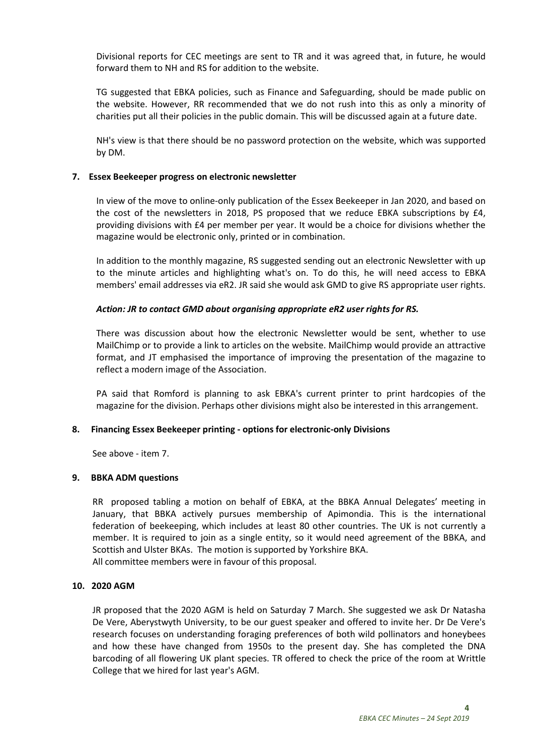Divisional reports for CEC meetings are sent to TR and it was agreed that, in future, he would forward them to NH and RS for addition to the website.

TG suggested that EBKA policies, such as Finance and Safeguarding, should be made public on the website. However, RR recommended that we do not rush into this as only a minority of charities put all their policies in the public domain. This will be discussed again at a future date.

NH's view is that there should be no password protection on the website, which was supported by DM.

**7. Essex Beekeeper progress on electronic newsletter**

In view of the move to online-only publication of the Essex Beekeeper in Jan 2020, and based on the cost of the newsletters in 2018, PS proposed that we reduce EBKA subscriptions by £4, providing divisions with £4 per member per year. It would be a choice for divisions whether the magazine would be electronic only, printed or in combination.

In addition to the monthly magazine, RS suggested sending out an electronic Newsletter with up to the minute articles and highlighting what's on. To do this, he will need access to EBKA members' email addresses via eR2. JR said she would ask GMD to give RS appropriate user rights.

***Action: JR to contact GMD about organising appropriate eR2 user rights for RS.***

There was discussion about how the electronic Newsletter would be sent, whether to use MailChimp or to provide a link to articles on the website. MailChimp would provide an attractive format, and JT emphasised the importance of improving the presentation of the magazine to reflect a modern image of the Association.

PA said that Romford is planning to ask EBKA's current printer to print hardcopies of the magazine for the division. Perhaps other divisions might also be interested in this arrangement.

**8. Financing Essex Beekeeper printing - options for electronic-only Divisions**

See above - item 7.

**9. BBKA ADM questions**

RR proposed tabling a motion on behalf of EBKA, at the BBKA Annual Delegates' meeting in January, that BBKA actively pursues membership of Apimondia. This is the international federation of beekeeping, which includes at least 80 other countries. The UK is not currently a member. It is required to join as a single entity, so it would need agreement of the BBKA, and Scottish and Ulster BKAs. The motion is supported by Yorkshire BKA.
All committee members were in favour of this proposal.

**10. 2020 AGM**

JR proposed that the 2020 AGM is held on Saturday 7 March. She suggested we ask Dr Natasha De Vere, Aberystwyth University, to be our guest speaker and offered to invite her. Dr De Vere's research focuses on understanding foraging preferences of both wild pollinators and honeybees and how these have changed from 1950s to the present day. She has completed the DNA barcoding of all flowering UK plant species. TR offered to check the price of the room at Writtle College that we hired for last year's AGM.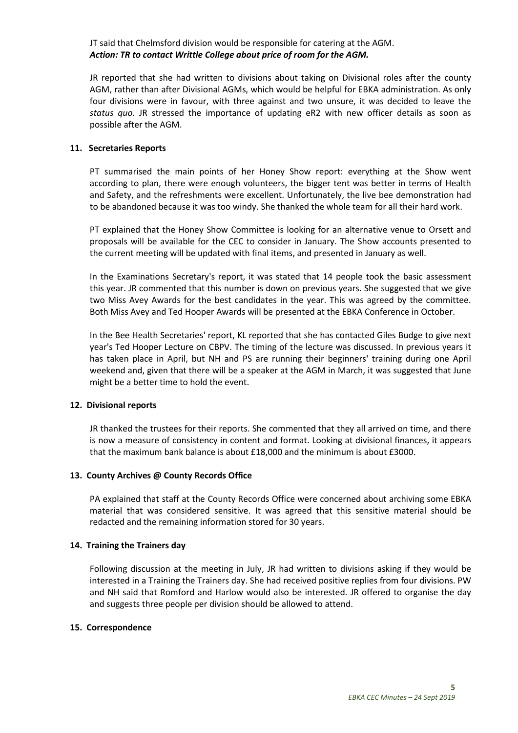JT said that Chelmsford division would be responsible for catering at the AGM.
***Action: TR to contact Writtle College about price of room for the AGM.***

JR reported that she had written to divisions about taking on Divisional roles after the county AGM, rather than after Divisional AGMs, which would be helpful for EBKA administration. As only four divisions were in favour, with three against and two unsure, it was decided to leave the *status quo*. JR stressed the importance of updating eR2 with new officer details as soon as possible after the AGM.

**11. Secretaries Reports**

PT summarised the main points of her Honey Show report: everything at the Show went according to plan, there were enough volunteers, the bigger tent was better in terms of Health and Safety, and the refreshments were excellent. Unfortunately, the live bee demonstration had to be abandoned because it was too windy. She thanked the whole team for all their hard work.

PT explained that the Honey Show Committee is looking for an alternative venue to Orsett and proposals will be available for the CEC to consider in January. The Show accounts presented to the current meeting will be updated with final items, and presented in January as well.

In the Examinations Secretary's report, it was stated that 14 people took the basic assessment this year. JR commented that this number is down on previous years. She suggested that we give two Miss Avey Awards for the best candidates in the year. This was agreed by the committee. Both Miss Avey and Ted Hooper Awards will be presented at the EBKA Conference in October.

In the Bee Health Secretaries' report, KL reported that she has contacted Giles Budge to give next year's Ted Hooper Lecture on CBPV. The timing of the lecture was discussed. In previous years it has taken place in April, but NH and PS are running their beginners' training during one April weekend and, given that there will be a speaker at the AGM in March, it was suggested that June might be a better time to hold the event.

**12. Divisional reports**

JR thanked the trustees for their reports. She commented that they all arrived on time, and there is now a measure of consistency in content and format. Looking at divisional finances, it appears that the maximum bank balance is about £18,000 and the minimum is about £3000.

**13. County Archives @ County Records Office**

PA explained that staff at the County Records Office were concerned about archiving some EBKA material that was considered sensitive. It was agreed that this sensitive material should be redacted and the remaining information stored for 30 years.

**14. Training the Trainers day**

Following discussion at the meeting in July, JR had written to divisions asking if they would be interested in a Training the Trainers day. She had received positive replies from four divisions. PW and NH said that Romford and Harlow would also be interested. JR offered to organise the day and suggests three people per division should be allowed to attend.

**15. Correspondence**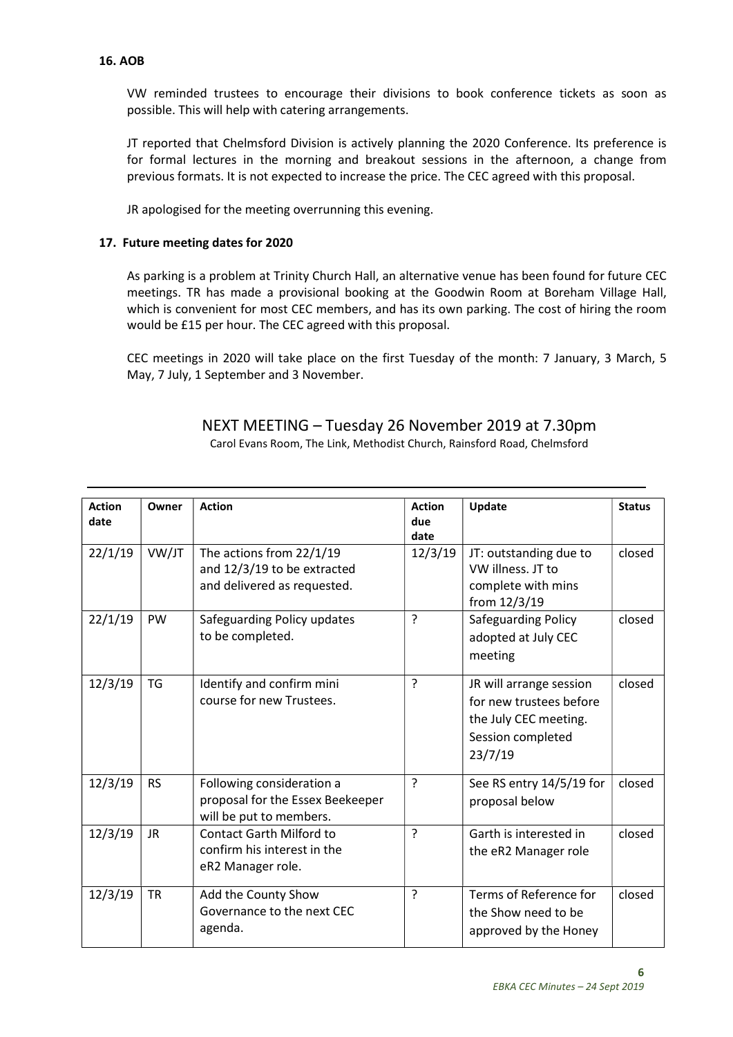**16. AOB**

VW reminded trustees to encourage their divisions to book conference tickets as soon as possible. This will help with catering arrangements.

JT reported that Chelmsford Division is actively planning the 2020 Conference. Its preference is for formal lectures in the morning and breakout sessions in the afternoon, a change from previous formats. It is not expected to increase the price. The CEC agreed with this proposal.

JR apologised for the meeting overrunning this evening.

**17. Future meeting dates for 2020**

As parking is a problem at Trinity Church Hall, an alternative venue has been found for future CEC meetings. TR has made a provisional booking at the Goodwin Room at Boreham Village Hall, which is convenient for most CEC members, and has its own parking. The cost of hiring the room would be £15 per hour. The CEC agreed with this proposal.

CEC meetings in 2020 will take place on the first Tuesday of the month: 7 January, 3 March, 5 May, 7 July, 1 September and 3 November.

NEXT MEETING – Tuesday 26 November 2019 at 7.30pm

Carol Evans Room, The Link, Methodist Church, Rainsford Road, Chelmsford

| Action date | Owner | Action | Action due date | Update | Status |
|---|---|---|---|---|---|
| 22/1/19 | VW/JT | The actions from 22/1/19 and 12/3/19 to be extracted and delivered as requested. | 12/3/19 | JT: outstanding due to VW illness. JT to complete with mins from 12/3/19 | closed |
| 22/1/19 | PW | Safeguarding Policy updates to be completed. | ? | Safeguarding Policy adopted at July CEC meeting | closed |
| 12/3/19 | TG | Identify and confirm mini course for new Trustees. | ? | JR will arrange session for new trustees before the July CEC meeting. Session completed 23/7/19 | closed |
| 12/3/19 | RS | Following consideration a proposal for the Essex Beekeeper will be put to members. | ? | See RS entry 14/5/19 for proposal below | closed |
| 12/3/19 | JR | Contact Garth Milford to confirm his interest in the eR2 Manager role. | ? | Garth is interested in the eR2 Manager role | closed |
| 12/3/19 | TR | Add the County Show Governance to the next CEC agenda. | ? | Terms of Reference for the Show need to be approved by the Honey | closed |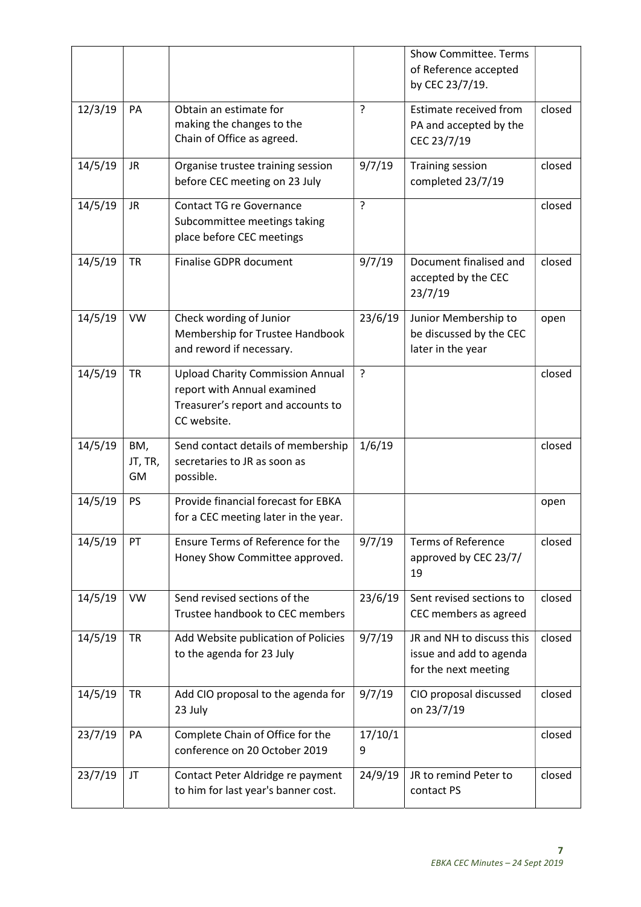|  |  |  |  |  |  |
|---|---|---|---|---|---|
|  |  |  |  | Show Committee. Terms of Reference accepted by CEC 23/7/19. |  |
| 12/3/19 | PA | Obtain an estimate for making the changes to the Chain of Office as agreed. | ? | Estimate received from PA and accepted by the CEC 23/7/19 | closed |
| 14/5/19 | JR | Organise trustee training session before CEC meeting on 23 July | 9/7/19 | Training session completed 23/7/19 | closed |
| 14/5/19 | JR | Contact TG re Governance Subcommittee meetings taking place before CEC meetings | ? |  | closed |
| 14/5/19 | TR | Finalise GDPR document | 9/7/19 | Document finalised and accepted by the CEC 23/7/19 | closed |
| 14/5/19 | VW | Check wording of Junior Membership for Trustee Handbook and reword if necessary. | 23/6/19 | Junior Membership to be discussed by the CEC later in the year | open |
| 14/5/19 | TR | Upload Charity Commission Annual report with Annual examined Treasurer's report and accounts to CC website. | ? |  | closed |
| 14/5/19 | BM, JT, TR, GM | Send contact details of membership secretaries to JR as soon as possible. | 1/6/19 |  | closed |
| 14/5/19 | PS | Provide financial forecast for EBKA for a CEC meeting later in the year. |  |  | open |
| 14/5/19 | PT | Ensure Terms of Reference for the Honey Show Committee approved. | 9/7/19 | Terms of Reference approved by CEC 23/7/19 | closed |
| 14/5/19 | VW | Send revised sections of the Trustee handbook to CEC members | 23/6/19 | Sent revised sections to CEC members as agreed | closed |
| 14/5/19 | TR | Add Website publication of Policies to the agenda for 23 July | 9/7/19 | JR and NH to discuss this issue and add to agenda for the next meeting | closed |
| 14/5/19 | TR | Add CIO proposal to the agenda for 23 July | 9/7/19 | CIO proposal discussed on 23/7/19 | closed |
| 23/7/19 | PA | Complete Chain of Office for the conference on 20 October 2019 | 17/10/19 |  | closed |
| 23/7/19 | JT | Contact Peter Aldridge re payment to him for last year's banner cost. | 24/9/19 | JR to remind Peter to contact PS | closed |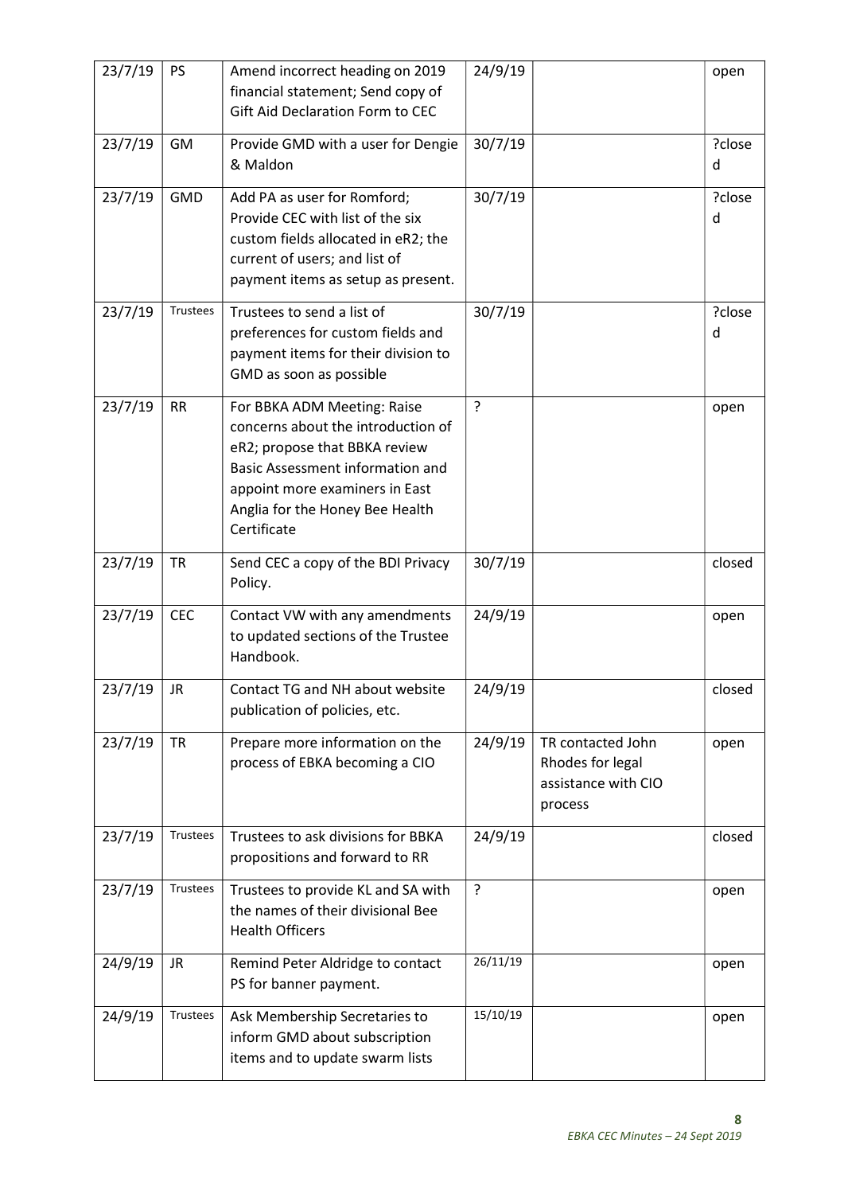| 23/7/19 | PS | Amend incorrect heading on 2019 financial statement; Send copy of Gift Aid Declaration Form to CEC | 24/9/19 | | open |
|---|---|---|---|---|---|
| 23/7/19 | GM | Provide GMD with a user for Dengie & Maldon | 30/7/19 | | ?closed |
| 23/7/19 | GMD | Add PA as user for Romford; Provide CEC with list of the six custom fields allocated in eR2; the current of users; and list of payment items as setup as present. | 30/7/19 | | ?closed |
| 23/7/19 | Trustees | Trustees to send a list of preferences for custom fields and payment items for their division to GMD as soon as possible | 30/7/19 | | ?closed |
| 23/7/19 | RR | For BBKA ADM Meeting: Raise concerns about the introduction of eR2; propose that BBKA review Basic Assessment information and appoint more examiners in East Anglia for the Honey Bee Health Certificate | ? | | open |
| 23/7/19 | TR | Send CEC a copy of the BDI Privacy Policy. | 30/7/19 | | closed |
| 23/7/19 | CEC | Contact VW with any amendments to updated sections of the Trustee Handbook. | 24/9/19 | | open |
| 23/7/19 | JR | Contact TG and NH about website publication of policies, etc. | 24/9/19 | | closed |
| 23/7/19 | TR | Prepare more information on the process of EBKA becoming a CIO | 24/9/19 | TR contacted John Rhodes for legal assistance with CIO process | open |
| 23/7/19 | Trustees | Trustees to ask divisions for BBKA propositions and forward to RR | 24/9/19 | | closed |
| 23/7/19 | Trustees | Trustees to provide KL and SA with the names of their divisional Bee Health Officers | ? | | open |
| 24/9/19 | JR | Remind Peter Aldridge to contact PS for banner payment. | 26/11/19 | | open |
| 24/9/19 | Trustees | Ask Membership Secretaries to inform GMD about subscription items and to update swarm lists | 15/10/19 | | open |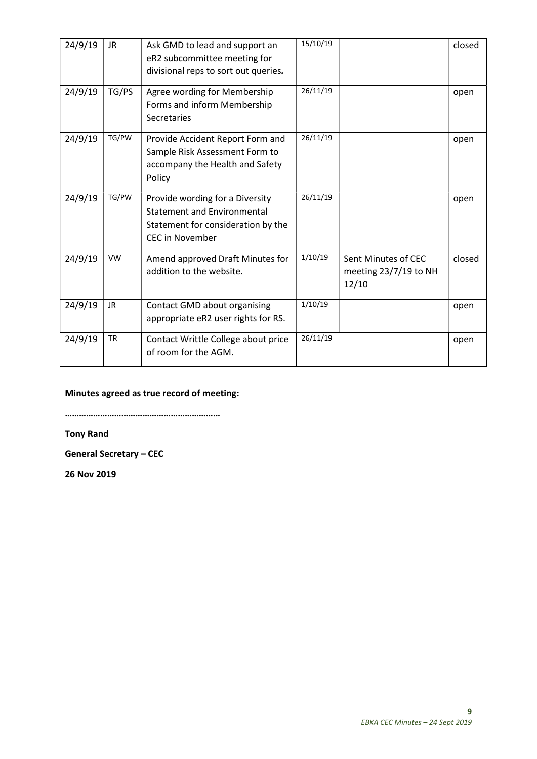| | | | | | |
|---|---|---|---|---|---|
| 24/9/19 | JR | Ask GMD to lead and support an eR2 subcommittee meeting for divisional reps to sort out queries**.** | 15/10/19 | | closed |
| 24/9/19 | TG/PS | Agree wording for Membership Forms and inform Membership Secretaries | 26/11/19 | | open |
| 24/9/19 | TG/PW | Provide Accident Report Form and Sample Risk Assessment Form to accompany the Health and Safety Policy | 26/11/19 | | open |
| 24/9/19 | TG/PW | Provide wording for a Diversity Statement and Environmental Statement for consideration by the CEC in November | 26/11/19 | | open |
| 24/9/19 | VW | Amend approved Draft Minutes for addition to the website. | 1/10/19 | Sent Minutes of CEC meeting 23/7/19 to NH 12/10 | closed |
| 24/9/19 | JR | Contact GMD about organising appropriate eR2 user rights for RS. | 1/10/19 | | open |
| 24/9/19 | TR | Contact Writtle College about price of room for the AGM. | 26/11/19 | | open |

**Minutes agreed as true record of meeting:**

**………………………………………………………**

**Tony Rand**

**General Secretary – CEC**

**26 Nov 2019**